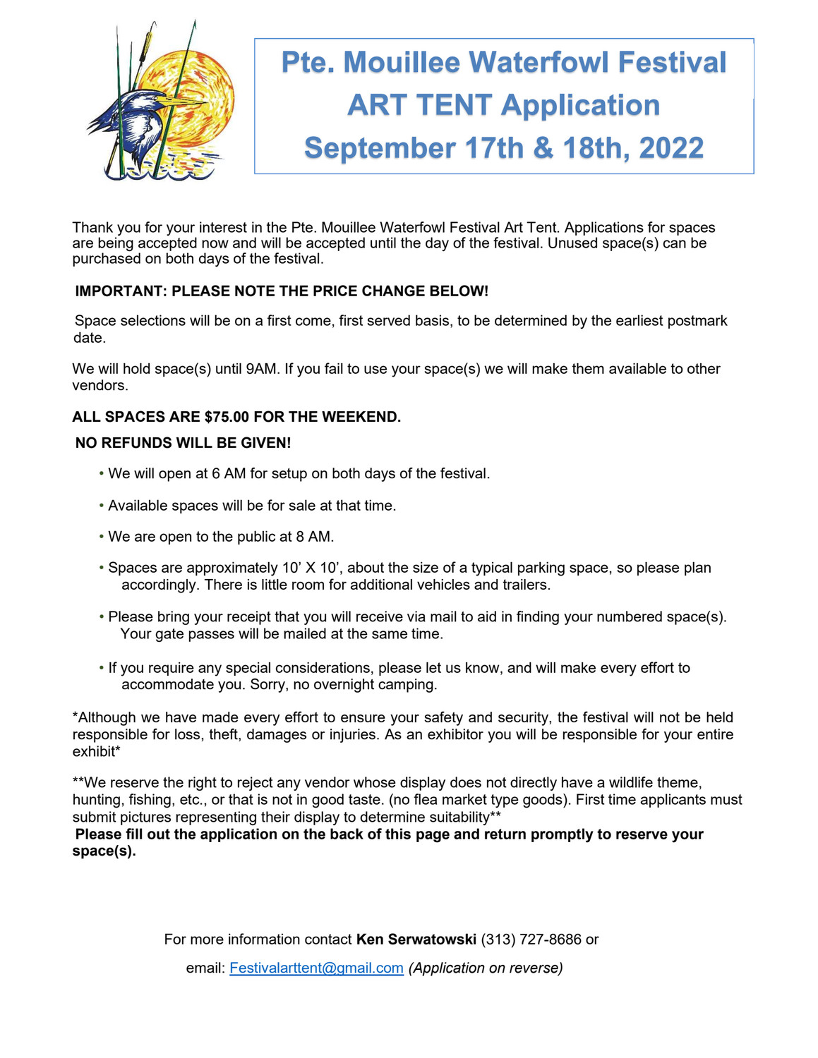# Pte. Mouillee Waterfowl Festival ART TENT Application September 17th & 18th, 2022

Thank you for your interest in the Pte. Mouillee Waterfowl Festival Art Tent. Applications for spaces are being accepted now and will be accepted until the day of the festival. Unused space(s) can be purchased on both days of the festival.

**IMPORTANT: PLEASE NOTE THE PRICE CHANGE BELOW!**

Space selections will be on a first come, first served basis, to be determined by the earliest postmark date.

We will hold space(s) until 9AM. If you fail to use your space(s) we will make them available to other vendors.

**ALL SPACES ARE $75.00 FOR THE WEEKEND.**

**NO REFUNDS WILL BE GIVEN!**

- We will open at 6 AM for setup on both days of the festival.
- Available spaces will be for sale at that time.
- We are open to the public at 8 AM.
- Spaces are approximately 10' X 10', about the size of a typical parking space, so please plan accordingly. There is little room for additional vehicles and trailers.
- Please bring your receipt that you will receive via mail to aid in finding your numbered space(s). Your gate passes will be mailed at the same time.
- If you require any special considerations, please let us know, and will make every effort to accommodate you. Sorry, no overnight camping.

*Although we have made every effort to ensure your safety and security, the festival will not be held responsible for loss, theft, damages or injuries. As an exhibitor you will be responsible for your entire exhibit*

**We reserve the right to reject any vendor whose display does not directly have a wildlife theme, hunting, fishing, etc., or that is not in good taste. (no flea market type goods). First time applicants must submit pictures representing their display to determine suitability**

**Please fill out the application on the back of this page and return promptly to reserve your space(s).**

For more information contact **Ken Serwatowski** (313) 727-8686 or

email: Festivalarttent@gmail.com *(Application on reverse)*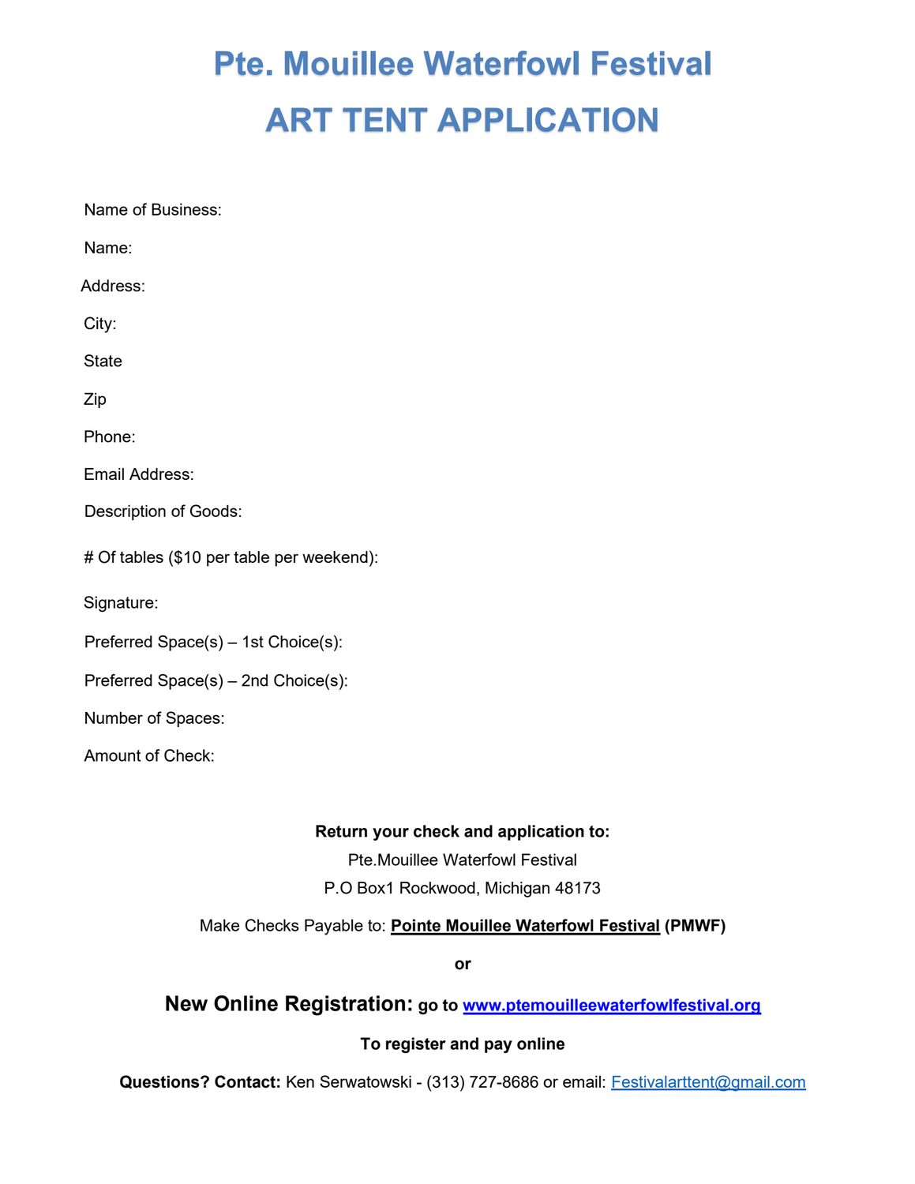# Pte. Mouillee Waterfowl Festival

# ART TENT APPLICATION

Name of Business:

Name:

Address:

City:

State

Zip

Phone:

Email Address:

Description of Goods:

# Of tables ($10 per table per weekend):

Signature:

Preferred Space(s) – 1st Choice(s):

Preferred Space(s) – 2nd Choice(s):

Number of Spaces:

Amount of Check:

**Return your check and application to:**

Pte.Mouillee Waterfowl Festival

P.O Box1 Rockwood, Michigan 48173

Make Checks Payable to: **Pointe Mouillee Waterfowl Festival** **(PMWF)**

**or**

**New Online Registration: go to www.ptemouilleewaterfowlfestival.org**

**To register and pay online**

**Questions? Contact:** Ken Serwatowski - (313) 727-8686 or email: Festivalarttent@gmail.com